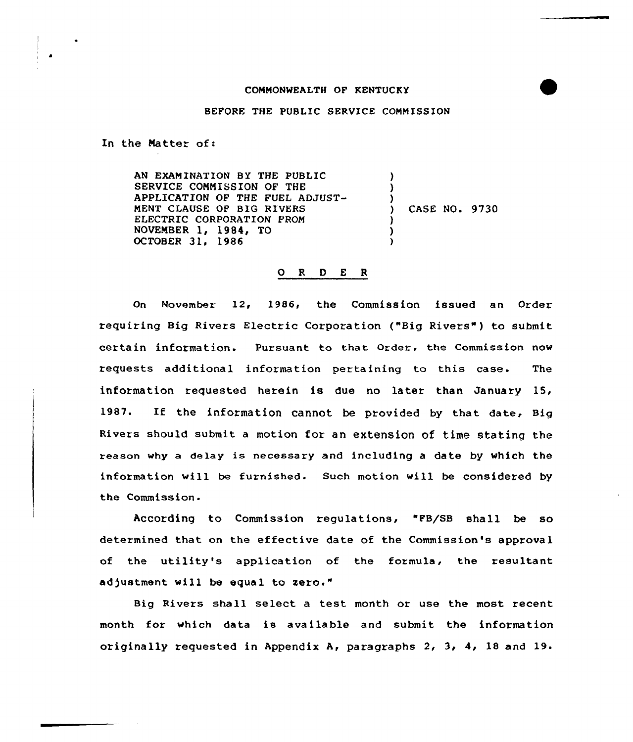COMMONWEALTH OF KENTUCKY

BEFORE THE PUBLIC SERVICE COMMISSION

In the Matter of:

AN EXAMINATION BY THE PUBLIC SERVICE COMMISSION OF THE APPLICATION OF THE FUEL ADJUSTMENT CLAUSE OF BIG RIVERS ELECTRIC CORPORATION FROM NOVEMBER 1, 1984, TO OCTOBER 31, 1986 ) CASE NO. 9730

O R D E R

On November 12, 1986, the Commission issued an Order requiring Big Rivers Electric Corporation ("Big Rivers") to submit certain information. Pursuant to that Order, the Commission now requests additional information pertaining to this case. The information requested herein is due no later than January 15, 1987. If the information cannot be provided by that date, Big Rivers should submit a motion for an extension of time stating the reason why a delay is necessary and including a date by which the information will be furnished. Such motion will be considered by the Commission.

According to Commission regulations, "FB/SB shall be so determined that on the effective date of the Commission's approval of the utility's application of the formula, the resultant adjustment will be equal to zero."

Big Rivers shall select a test month or use the most recent month for which data is available and submit the information originally requested in Appendix A, paragraphs 2, 3, 4, 18 and 19.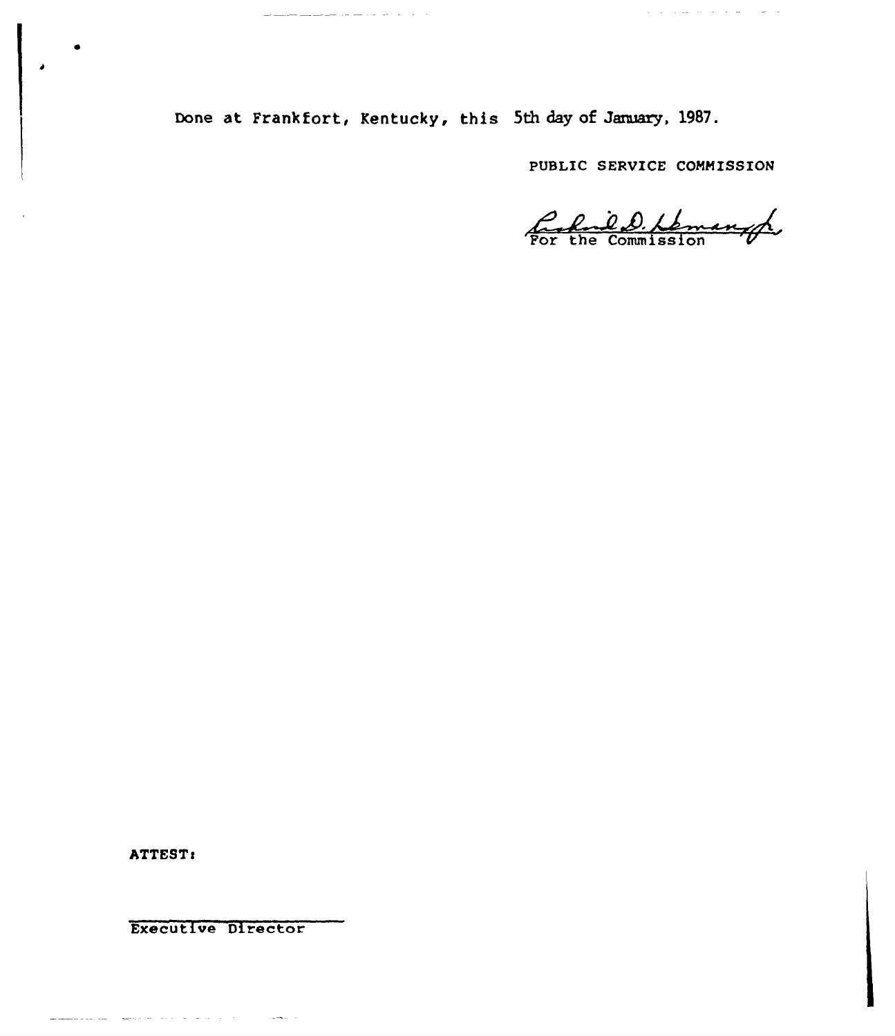Done at Frankfort, Kentucky, this 5th day of January, 1987.

PUBLIC SERVICE COMMISSION

For the Commission

ATTEST:

Executive Director